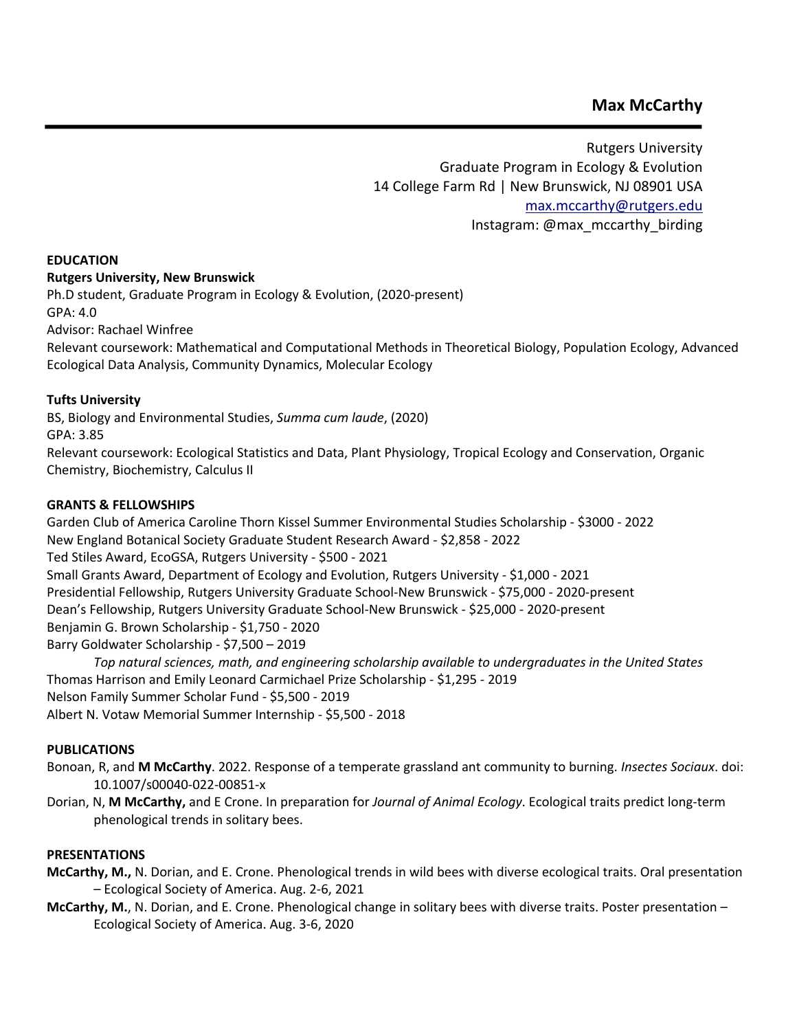# Max McCarthy

Rutgers University
Graduate Program in Ecology & Evolution
14 College Farm Rd | New Brunswick, NJ 08901 USA
max.mccarthy@rutgers.edu
Instagram: @max_mccarthy_birding

## EDUCATION

**Rutgers University, New Brunswick**
Ph.D student, Graduate Program in Ecology & Evolution, (2020-present)
GPA: 4.0
Advisor: Rachael Winfree
Relevant coursework: Mathematical and Computational Methods in Theoretical Biology, Population Ecology, Advanced Ecological Data Analysis, Community Dynamics, Molecular Ecology

**Tufts University**
BS, Biology and Environmental Studies, *Summa cum laude*, (2020)
GPA: 3.85
Relevant coursework: Ecological Statistics and Data, Plant Physiology, Tropical Ecology and Conservation, Organic Chemistry, Biochemistry, Calculus II

## GRANTS & FELLOWSHIPS

Garden Club of America Caroline Thorn Kissel Summer Environmental Studies Scholarship - $3000 - 2022
New England Botanical Society Graduate Student Research Award - $2,858 - 2022
Ted Stiles Award, EcoGSA, Rutgers University - $500 - 2021
Small Grants Award, Department of Ecology and Evolution, Rutgers University - $1,000 - 2021
Presidential Fellowship, Rutgers University Graduate School-New Brunswick - $75,000 - 2020-present
Dean's Fellowship, Rutgers University Graduate School-New Brunswick - $25,000 - 2020-present
Benjamin G. Brown Scholarship - $1,750 - 2020
Barry Goldwater Scholarship - $7,500 – 2019
*Top natural sciences, math, and engineering scholarship available to undergraduates in the United States*
Thomas Harrison and Emily Leonard Carmichael Prize Scholarship - $1,295 - 2019
Nelson Family Summer Scholar Fund - $5,500 - 2019
Albert N. Votaw Memorial Summer Internship - $5,500 - 2018

## PUBLICATIONS

Bonoan, R, and **M McCarthy**. 2022. Response of a temperate grassland ant community to burning. *Insectes Sociaux*. doi: 10.1007/s00040-022-00851-x

Dorian, N, **M McCarthy,** and E Crone. In preparation for *Journal of Animal Ecology*. Ecological traits predict long-term phenological trends in solitary bees.

## PRESENTATIONS

**McCarthy, M.,** N. Dorian, and E. Crone. Phenological trends in wild bees with diverse ecological traits. Oral presentation – Ecological Society of America. Aug. 2-6, 2021

**McCarthy, M.**, N. Dorian, and E. Crone. Phenological change in solitary bees with diverse traits. Poster presentation – Ecological Society of America. Aug. 3-6, 2020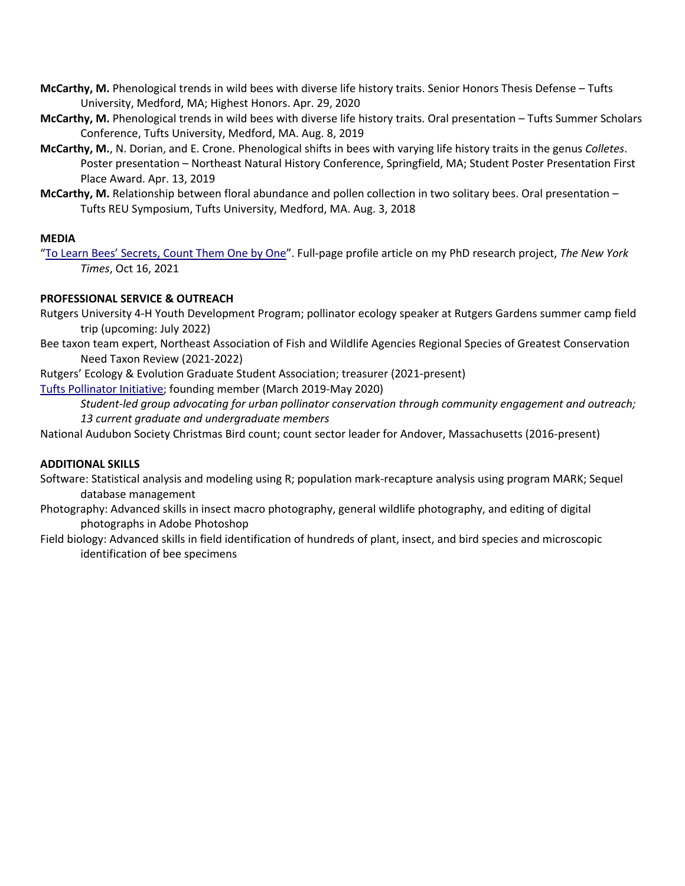**McCarthy, M.** Phenological trends in wild bees with diverse life history traits. Senior Honors Thesis Defense – Tufts University, Medford, MA; Highest Honors. Apr. 29, 2020

**McCarthy, M.** Phenological trends in wild bees with diverse life history traits. Oral presentation – Tufts Summer Scholars Conference, Tufts University, Medford, MA. Aug. 8, 2019

**McCarthy, M.**, N. Dorian, and E. Crone. Phenological shifts in bees with varying life history traits in the genus *Colletes*. Poster presentation – Northeast Natural History Conference, Springfield, MA; Student Poster Presentation First Place Award. Apr. 13, 2019

**McCarthy, M.** Relationship between floral abundance and pollen collection in two solitary bees. Oral presentation – Tufts REU Symposium, Tufts University, Medford, MA. Aug. 3, 2018

**MEDIA**

"To Learn Bees' Secrets, Count Them One by One". Full-page profile article on my PhD research project, *The New York Times*, Oct 16, 2021

**PROFESSIONAL SERVICE & OUTREACH**

Rutgers University 4-H Youth Development Program; pollinator ecology speaker at Rutgers Gardens summer camp field trip (upcoming: July 2022)

Bee taxon team expert, Northeast Association of Fish and Wildlife Agencies Regional Species of Greatest Conservation Need Taxon Review (2021-2022)

Rutgers' Ecology & Evolution Graduate Student Association; treasurer (2021-present)

Tufts Pollinator Initiative; founding member (March 2019-May 2020)

*Student-led group advocating for urban pollinator conservation through community engagement and outreach; 13 current graduate and undergraduate members*

National Audubon Society Christmas Bird count; count sector leader for Andover, Massachusetts (2016-present)

**ADDITIONAL SKILLS**

Software: Statistical analysis and modeling using R; population mark-recapture analysis using program MARK; Sequel database management

Photography: Advanced skills in insect macro photography, general wildlife photography, and editing of digital photographs in Adobe Photoshop

Field biology: Advanced skills in field identification of hundreds of plant, insect, and bird species and microscopic identification of bee specimens